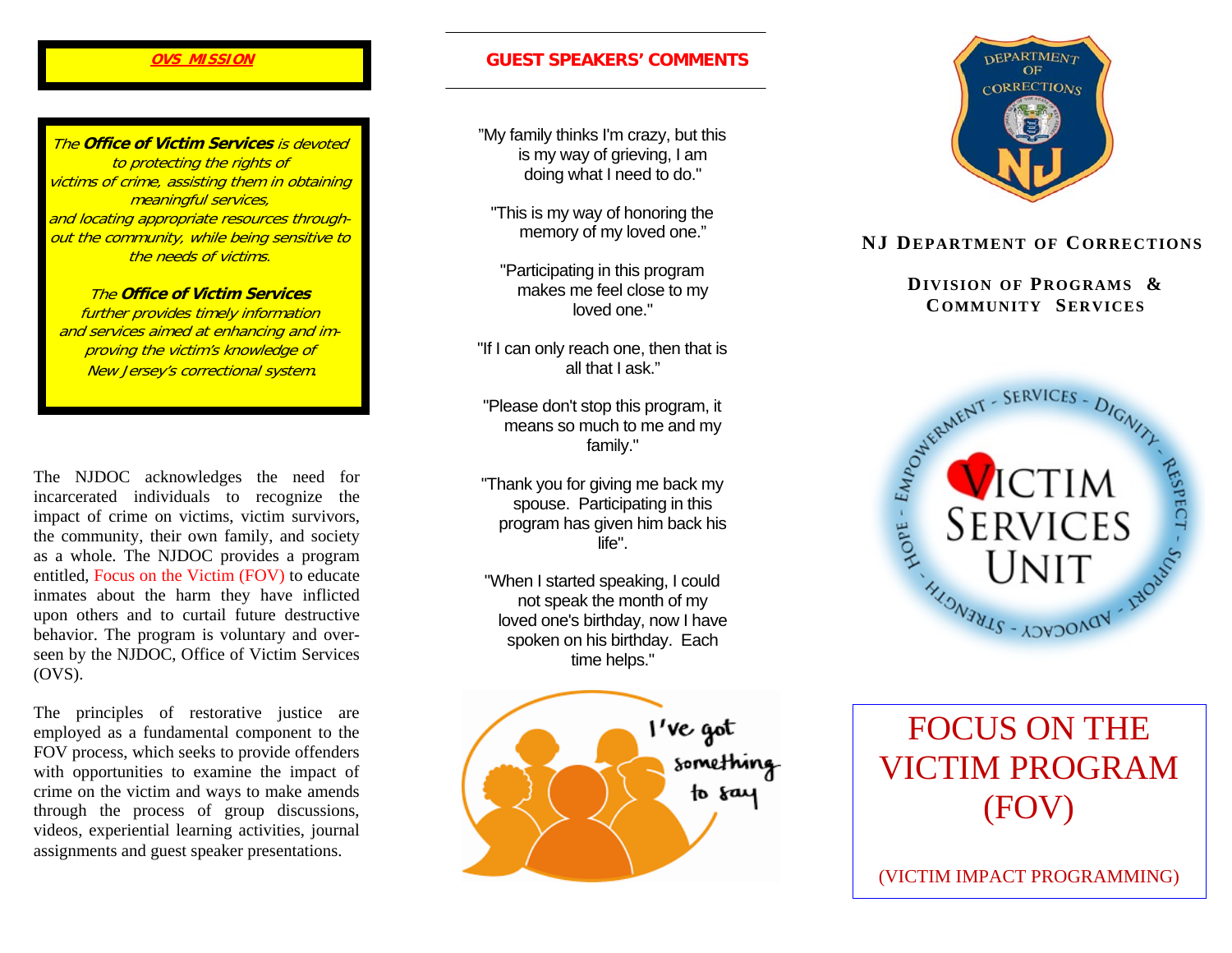## OVS MISSION

*The **Office of Victim Services** is devoted to protecting the rights of victims of crime, assisting them in obtaining meaningful services, and locating appropriate resources throughout the community, while being sensitive to the needs of victims.*

*The **Office of Victim Services** further provides timely information and services aimed at enhancing and improving the victim's knowledge of New Jersey's correctional system.*

The NJDOC acknowledges the need for incarcerated individuals to recognize the impact of crime on victims, victim survivors, the community, their own family, and society as a whole. The NJDOC provides a program entitled, Focus on the Victim (FOV) to educate inmates about the harm they have inflicted upon others and to curtail future destructive behavior. The program is voluntary and overseen by the NJDOC, Office of Victim Services (OVS).

The principles of restorative justice are employed as a fundamental component to the FOV process, which seeks to provide offenders with opportunities to examine the impact of crime on the victim and ways to make amends through the process of group discussions, videos, experiential learning activities, journal assignments and guest speaker presentations.

## GUEST SPEAKERS' COMMENTS

"My family thinks I'm crazy, but this is my way of grieving, I am doing what I need to do."

"This is my way of honoring the memory of my loved one."

"Participating in this program makes me feel close to my loved one."

"If I can only reach one, then that is all that I ask."

"Please don't stop this program, it means so much to me and my family."

"Thank you for giving me back my spouse. Participating in this program has given him back his life".

"When I started speaking, I could not speak the month of my loved one's birthday, now I have spoken on his birthday. Each time helps."

I've got something to say

DEPARTMENT OF CORRECTIONS NJ

**NJ DEPARTMENT OF CORRECTIONS**

**DIVISION OF PROGRAMS & COMMUNITY SERVICES**

VICTIM SERVICES UNIT

SERVICES - DIGNITY - RESPECT - SUPPORT - ADVOCACY - STRENGTH - HOPE - EMPOWERMENT

# FOCUS ON THE VICTIM PROGRAM (FOV)

(VICTIM IMPACT PROGRAMMING)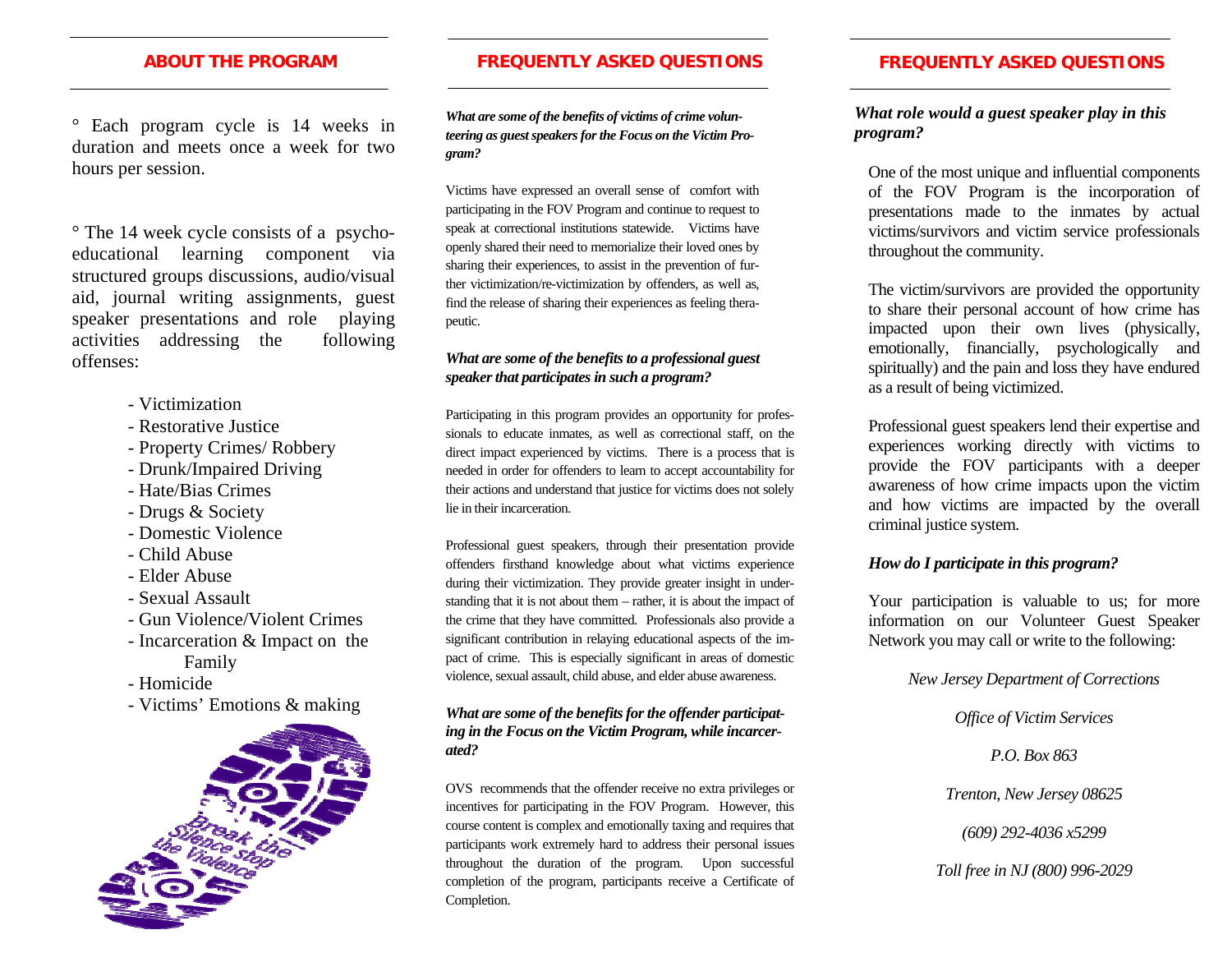## ABOUT THE PROGRAM

° Each program cycle is 14 weeks in duration and meets once a week for two hours per session.

° The 14 week cycle consists of a psycho-educational learning component via structured groups discussions, audio/visual aid, journal writing assignments, guest speaker presentations and role playing activities addressing the following offenses:

- Victimization
- Restorative Justice
- Property Crimes/ Robbery
- Drunk/Impaired Driving
- Hate/Bias Crimes
- Drugs & Society
- Domestic Violence
- Child Abuse
- Elder Abuse
- Sexual Assault
- Gun Violence/Violent Crimes
- Incarceration & Impact on the Family
- Homicide
- Victims' Emotions & making

## FREQUENTLY ASKED QUESTIONS

***What are some of the benefits of victims of crime volunteering as guest speakers for the Focus on the Victim Program?***

Victims have expressed an overall sense of comfort with participating in the FOV Program and continue to request to speak at correctional institutions statewide. Victims have openly shared their need to memorialize their loved ones by sharing their experiences, to assist in the prevention of further victimization/re-victimization by offenders, as well as, find the release of sharing their experiences as feeling therapeutic.

***What are some of the benefits to a professional guest speaker that participates in such a program?***

Participating in this program provides an opportunity for professionals to educate inmates, as well as correctional staff, on the direct impact experienced by victims. There is a process that is needed in order for offenders to learn to accept accountability for their actions and understand that justice for victims does not solely lie in their incarceration.

Professional guest speakers, through their presentation provide offenders firsthand knowledge about what victims experience during their victimization. They provide greater insight in understanding that it is not about them – rather, it is about the impact of the crime that they have committed. Professionals also provide a significant contribution in relaying educational aspects of the impact of crime. This is especially significant in areas of domestic violence, sexual assault, child abuse, and elder abuse awareness.

***What are some of the benefits for the offender participating in the Focus on the Victim Program, while incarcerated?***

OVS recommends that the offender receive no extra privileges or incentives for participating in the FOV Program. However, this course content is complex and emotionally taxing and requires that participants work extremely hard to address their personal issues throughout the duration of the program. Upon successful completion of the program, participants receive a Certificate of Completion.

## FREQUENTLY ASKED QUESTIONS

***What role would a guest speaker play in this program?***

One of the most unique and influential components of the FOV Program is the incorporation of presentations made to the inmates by actual victims/survivors and victim service professionals throughout the community.

The victim/survivors are provided the opportunity to share their personal account of how crime has impacted upon their own lives (physically, emotionally, financially, psychologically and spiritually) and the pain and loss they have endured as a result of being victimized.

Professional guest speakers lend their expertise and experiences working directly with victims to provide the FOV participants with a deeper awareness of how crime impacts upon the victim and how victims are impacted by the overall criminal justice system.

***How do I participate in this program?***

Your participation is valuable to us; for more information on our Volunteer Guest Speaker Network you may call or write to the following:

*New Jersey Department of Corrections*

*Office of Victim Services*

*P.O. Box 863*

*Trenton, New Jersey 08625*

*(609) 292-4036 x5299*

*Toll free in NJ (800) 996-2029*